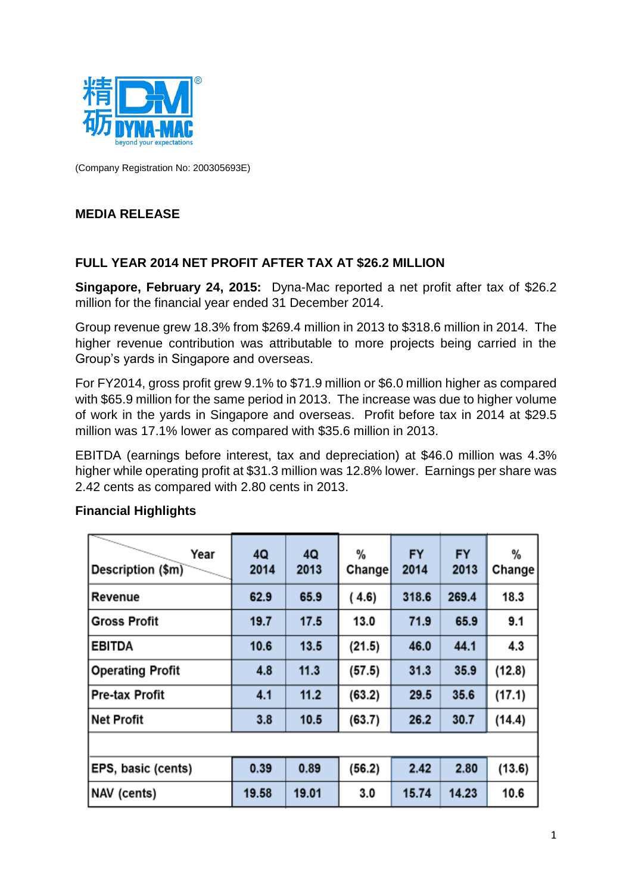精砺 DYNA-MAC
beyond your expectations

(Company Registration No: 200305693E)

**MEDIA RELEASE**

**FULL YEAR 2014 NET PROFIT AFTER TAX AT $26.2 MILLION**

**Singapore, February 24, 2015:** Dyna-Mac reported a net profit after tax of $26.2 million for the financial year ended 31 December 2014.

Group revenue grew 18.3% from $269.4 million in 2013 to $318.6 million in 2014. The higher revenue contribution was attributable to more projects being carried in the Group's yards in Singapore and overseas.

For FY2014, gross profit grew 9.1% to $71.9 million or $6.0 million higher as compared with $65.9 million for the same period in 2013. The increase was due to higher volume of work in the yards in Singapore and overseas. Profit before tax in 2014 at $29.5 million was 17.1% lower as compared with $35.6 million in 2013.

EBITDA (earnings before interest, tax and depreciation) at $46.0 million was 4.3% higher while operating profit at $31.3 million was 12.8% lower. Earnings per share was 2.42 cents as compared with 2.80 cents in 2013.

**Financial Highlights**

| Description ($m) / Year | 4Q 2014 | 4Q 2013 | % Change | FY 2014 | FY 2013 | % Change |
|---|---|---|---|---|---|---|
| Revenue | 62.9 | 65.9 | ( 4.6) | 318.6 | 269.4 | 18.3 |
| Gross Profit | 19.7 | 17.5 | 13.0 | 71.9 | 65.9 | 9.1 |
| EBITDA | 10.6 | 13.5 | (21.5) | 46.0 | 44.1 | 4.3 |
| Operating Profit | 4.8 | 11.3 | (57.5) | 31.3 | 35.9 | (12.8) |
| Pre-tax Profit | 4.1 | 11.2 | (63.2) | 29.5 | 35.6 | (17.1) |
| Net Profit | 3.8 | 10.5 | (63.7) | 26.2 | 30.7 | (14.4) |
| | | | | | | |
| EPS, basic (cents) | 0.39 | 0.89 | (56.2) | 2.42 | 2.80 | (13.6) |
| NAV (cents) | 19.58 | 19.01 | 3.0 | 15.74 | 14.23 | 10.6 |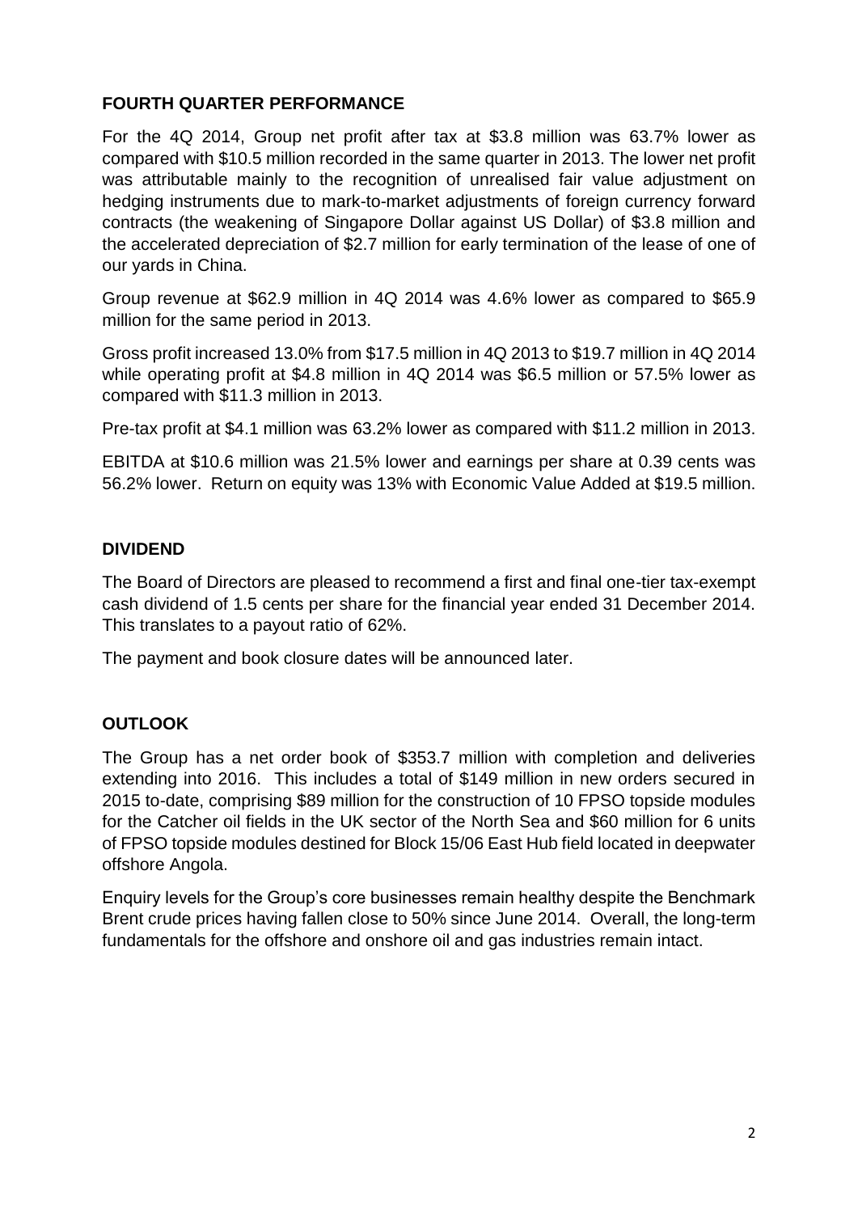## FOURTH QUARTER PERFORMANCE

For the 4Q 2014, Group net profit after tax at $3.8 million was 63.7% lower as compared with $10.5 million recorded in the same quarter in 2013. The lower net profit was attributable mainly to the recognition of unrealised fair value adjustment on hedging instruments due to mark-to-market adjustments of foreign currency forward contracts (the weakening of Singapore Dollar against US Dollar) of $3.8 million and the accelerated depreciation of $2.7 million for early termination of the lease of one of our yards in China.

Group revenue at $62.9 million in 4Q 2014 was 4.6% lower as compared to $65.9 million for the same period in 2013.

Gross profit increased 13.0% from $17.5 million in 4Q 2013 to $19.7 million in 4Q 2014 while operating profit at $4.8 million in 4Q 2014 was $6.5 million or 57.5% lower as compared with $11.3 million in 2013.

Pre-tax profit at $4.1 million was 63.2% lower as compared with $11.2 million in 2013.

EBITDA at $10.6 million was 21.5% lower and earnings per share at 0.39 cents was 56.2% lower. Return on equity was 13% with Economic Value Added at $19.5 million.

## DIVIDEND

The Board of Directors are pleased to recommend a first and final one-tier tax-exempt cash dividend of 1.5 cents per share for the financial year ended 31 December 2014. This translates to a payout ratio of 62%.

The payment and book closure dates will be announced later.

## OUTLOOK

The Group has a net order book of $353.7 million with completion and deliveries extending into 2016. This includes a total of $149 million in new orders secured in 2015 to-date, comprising $89 million for the construction of 10 FPSO topside modules for the Catcher oil fields in the UK sector of the North Sea and $60 million for 6 units of FPSO topside modules destined for Block 15/06 East Hub field located in deepwater offshore Angola.

Enquiry levels for the Group's core businesses remain healthy despite the Benchmark Brent crude prices having fallen close to 50% since June 2014. Overall, the long-term fundamentals for the offshore and onshore oil and gas industries remain intact.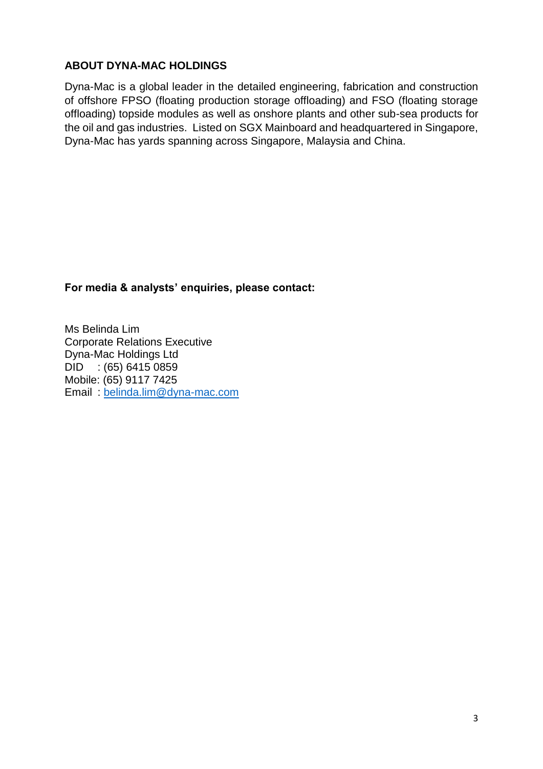**ABOUT DYNA-MAC HOLDINGS**

Dyna-Mac is a global leader in the detailed engineering, fabrication and construction of offshore FPSO (floating production storage offloading) and FSO (floating storage offloading) topside modules as well as onshore plants and other sub-sea products for the oil and gas industries. Listed on SGX Mainboard and headquartered in Singapore, Dyna-Mac has yards spanning across Singapore, Malaysia and China.

**For media & analysts' enquiries, please contact:**

Ms Belinda Lim
Corporate Relations Executive
Dyna-Mac Holdings Ltd
DID : (65) 6415 0859
Mobile: (65) 9117 7425
Email : belinda.lim@dyna-mac.com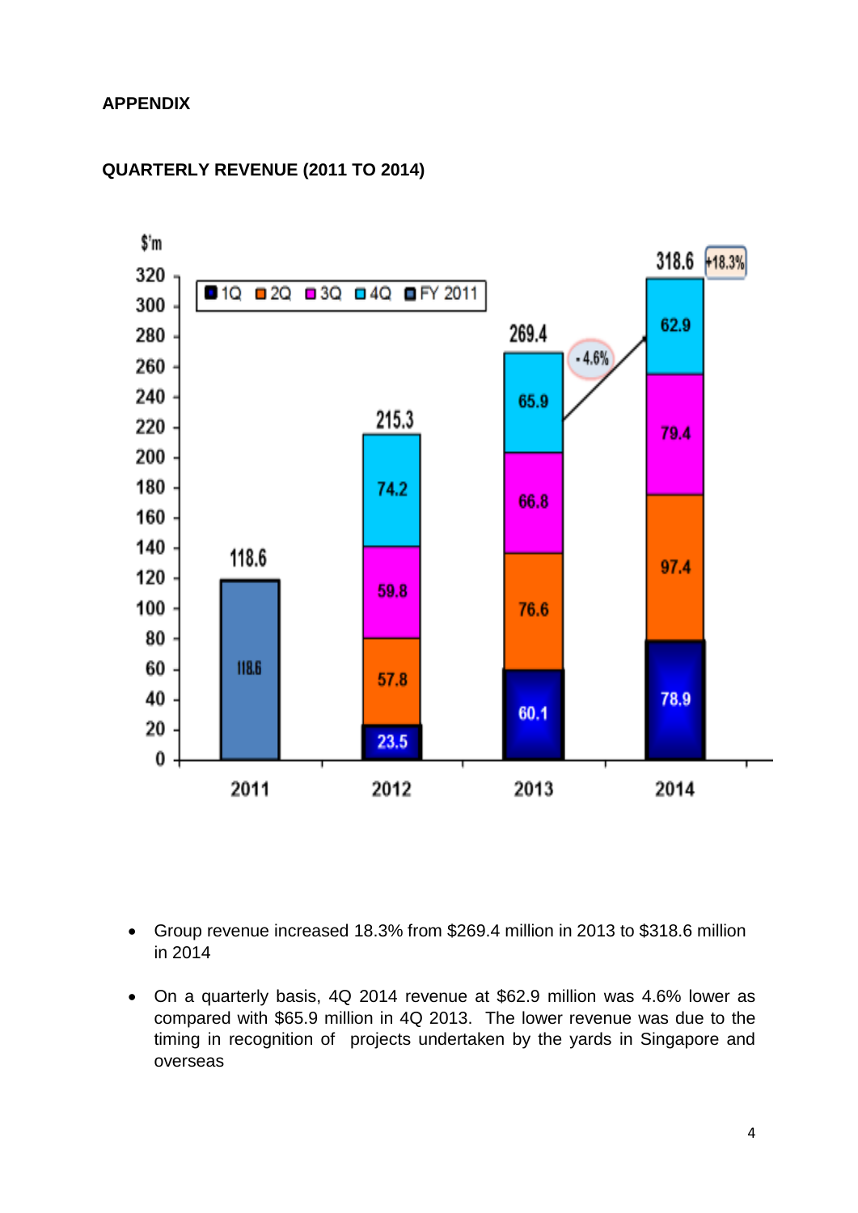**APPENDIX**

**QUARTERLY REVENUE (2011 TO 2014)**

| $'m | 1Q | 2Q | 3Q | 4Q | FY 2011 | Total |
|---|---|---|---|---|---|---|
| 2011 | | | | | 118.6 | 118.6 |
| 2012 | 23.5 | 57.8 | 59.8 | 74.2 | | 215.3 |
| 2013 | 60.1 | 76.6 | 66.8 | 65.9 | | 269.4 |
| 2014 | 78.9 | 97.4 | 79.4 | 62.9 | | 318.6 |

4Q 2014 vs 4Q 2013: -4.6%; FY 2014 vs FY 2013: +18.3%

- Group revenue increased 18.3% from $269.4 million in 2013 to $318.6 million in 2014
- On a quarterly basis, 4Q 2014 revenue at $62.9 million was 4.6% lower as compared with $65.9 million in 4Q 2013. The lower revenue was due to the timing in recognition of projects undertaken by the yards in Singapore and overseas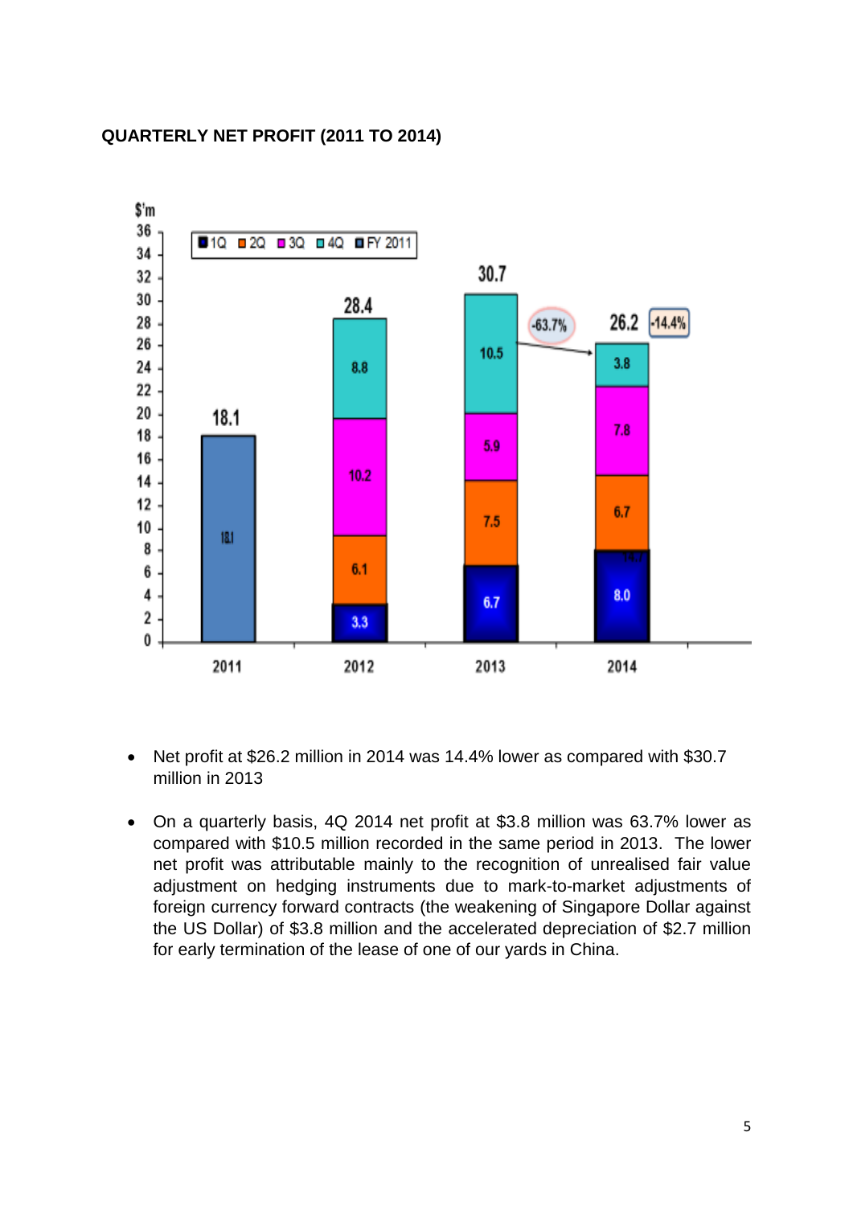**QUARTERLY NET PROFIT (2011 TO 2014)**

- Net profit at $26.2 million in 2014 was 14.4% lower as compared with $30.7 million in 2013

- On a quarterly basis, 4Q 2014 net profit at $3.8 million was 63.7% lower as compared with $10.5 million recorded in the same period in 2013. The lower net profit was attributable mainly to the recognition of unrealised fair value adjustment on hedging instruments due to mark-to-market adjustments of foreign currency forward contracts (the weakening of Singapore Dollar against the US Dollar) of $3.8 million and the accelerated depreciation of $2.7 million for early termination of the lease of one of our yards in China.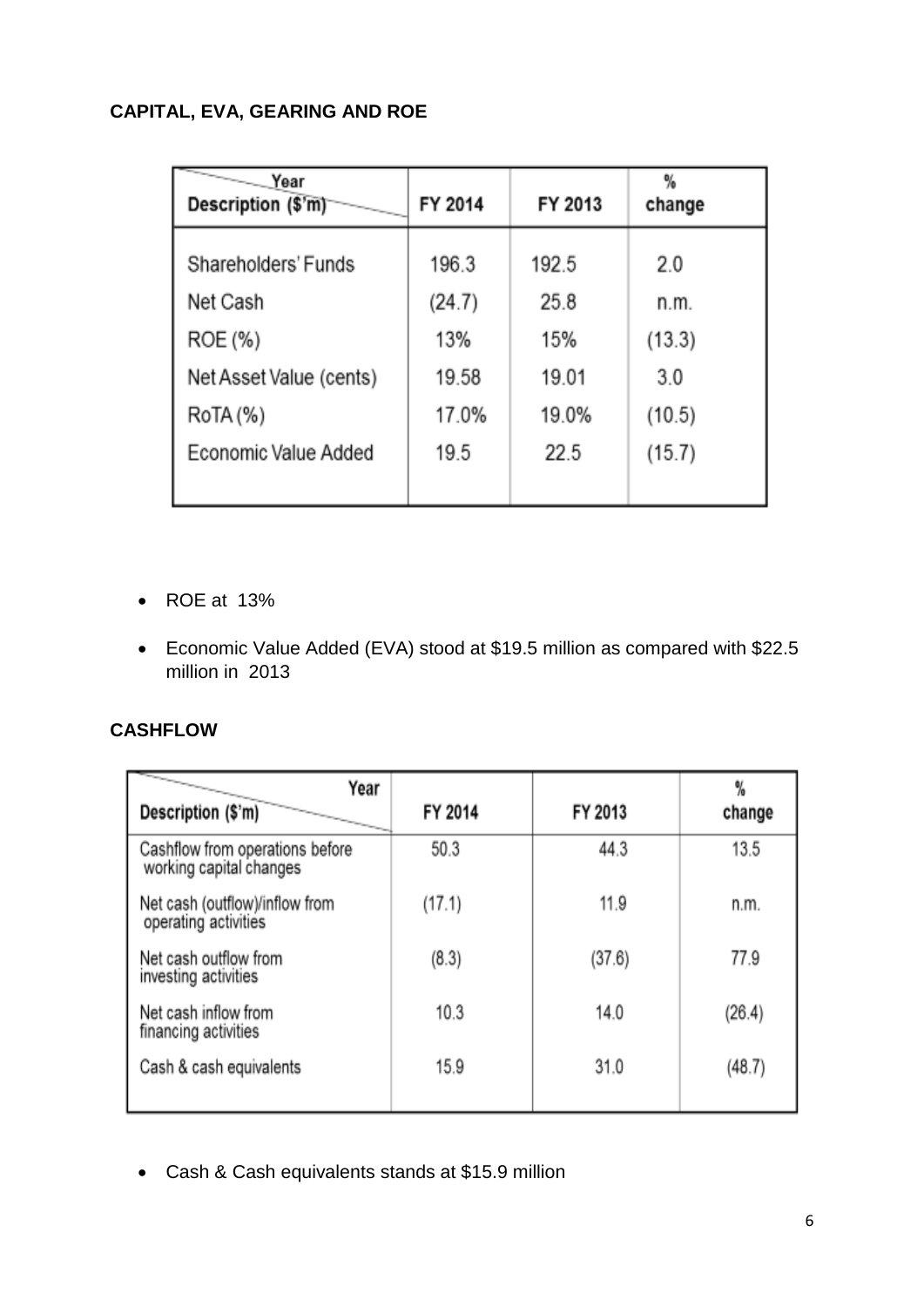## CAPITAL, EVA, GEARING AND ROE

| Year / Description ($'m) | FY 2014 | FY 2013 | % change |
|---|---|---|---|
| Shareholders' Funds | 196.3 | 192.5 | 2.0 |
| Net Cash | (24.7) | 25.8 | n.m. |
| ROE (%) | 13% | 15% | (13.3) |
| Net Asset Value (cents) | 19.58 | 19.01 | 3.0 |
| RoTA (%) | 17.0% | 19.0% | (10.5) |
| Economic Value Added | 19.5 | 22.5 | (15.7) |

- ROE at 13%
- Economic Value Added (EVA) stood at $19.5 million as compared with $22.5 million in 2013

## CASHFLOW

| Year / Description ($'m) | FY 2014 | FY 2013 | % change |
|---|---|---|---|
| Cashflow from operations before working capital changes | 50.3 | 44.3 | 13.5 |
| Net cash (outflow)/inflow from operating activities | (17.1) | 11.9 | n.m. |
| Net cash outflow from investing activities | (8.3) | (37.6) | 77.9 |
| Net cash inflow from financing activities | 10.3 | 14.0 | (26.4) |
| Cash & cash equivalents | 15.9 | 31.0 | (48.7) |

- Cash & Cash equivalents stands at $15.9 million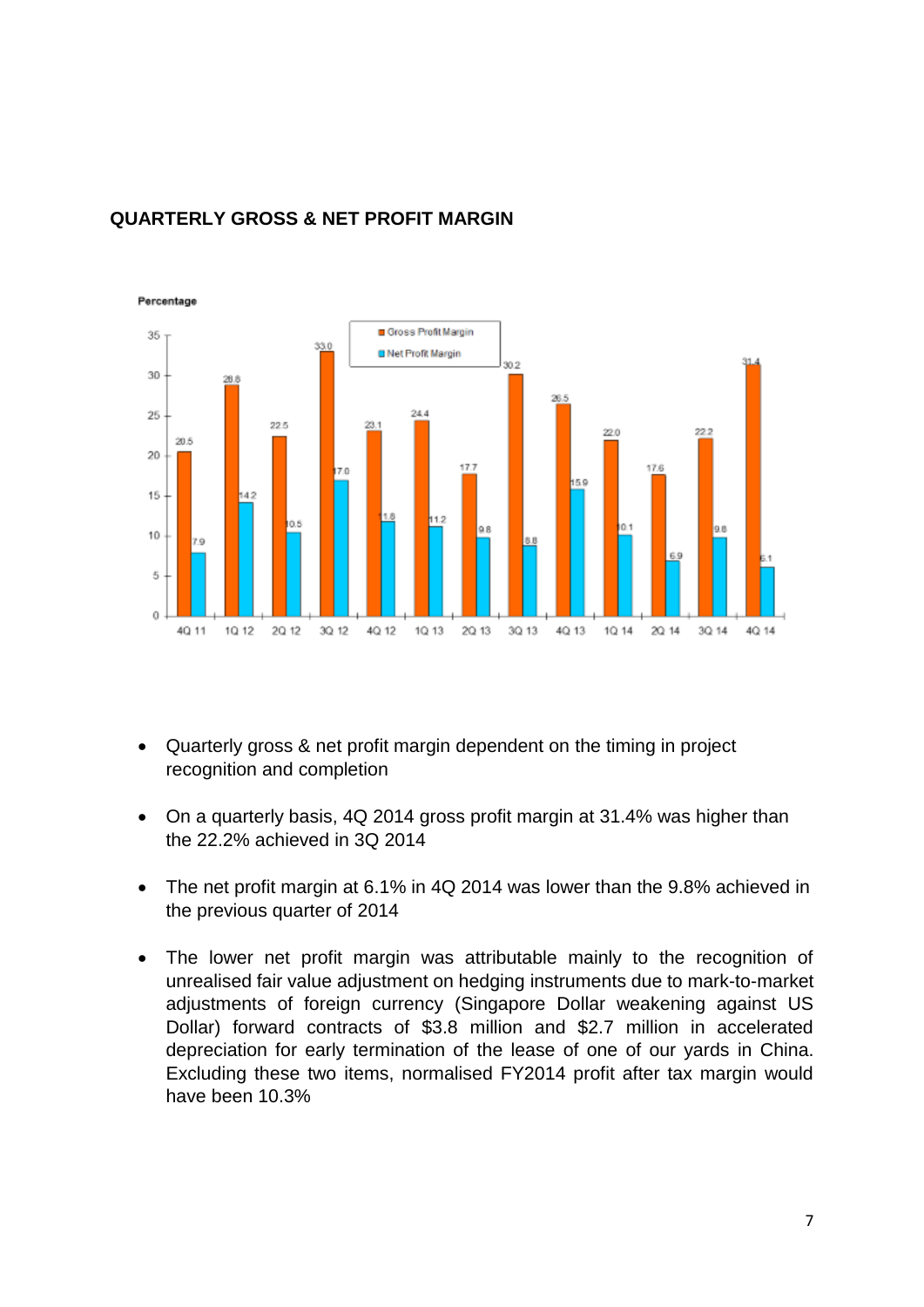**QUARTERLY GROSS & NET PROFIT MARGIN**

Percentage

| Quarter | Gross Profit Margin | Net Profit Margin |
| --- | --- | --- |
| 4Q 11 | 20.5 | 7.9 |
| 1Q 12 | 28.8 | 14.2 |
| 2Q 12 | 22.5 | 10.5 |
| 3Q 12 | 33.0 | 17.0 |
| 4Q 12 | 23.1 | 11.8 |
| 1Q 13 | 24.4 | 11.2 |
| 2Q 13 | 17.7 | 9.8 |
| 3Q 13 | 30.2 | 8.8 |
| 4Q 13 | 26.5 | 15.9 |
| 1Q 14 | 22.0 | 10.1 |
| 2Q 14 | 17.6 | 6.9 |
| 3Q 14 | 22.2 | 9.8 |
| 4Q 14 | 31.4 | 6.1 |

- Quarterly gross & net profit margin dependent on the timing in project recognition and completion
- On a quarterly basis, 4Q 2014 gross profit margin at 31.4% was higher than the 22.2% achieved in 3Q 2014
- The net profit margin at 6.1% in 4Q 2014 was lower than the 9.8% achieved in the previous quarter of 2014
- The lower net profit margin was attributable mainly to the recognition of unrealised fair value adjustment on hedging instruments due to mark-to-market adjustments of foreign currency (Singapore Dollar weakening against US Dollar) forward contracts of $3.8 million and $2.7 million in accelerated depreciation for early termination of the lease of one of our yards in China. Excluding these two items, normalised FY2014 profit after tax margin would have been 10.3%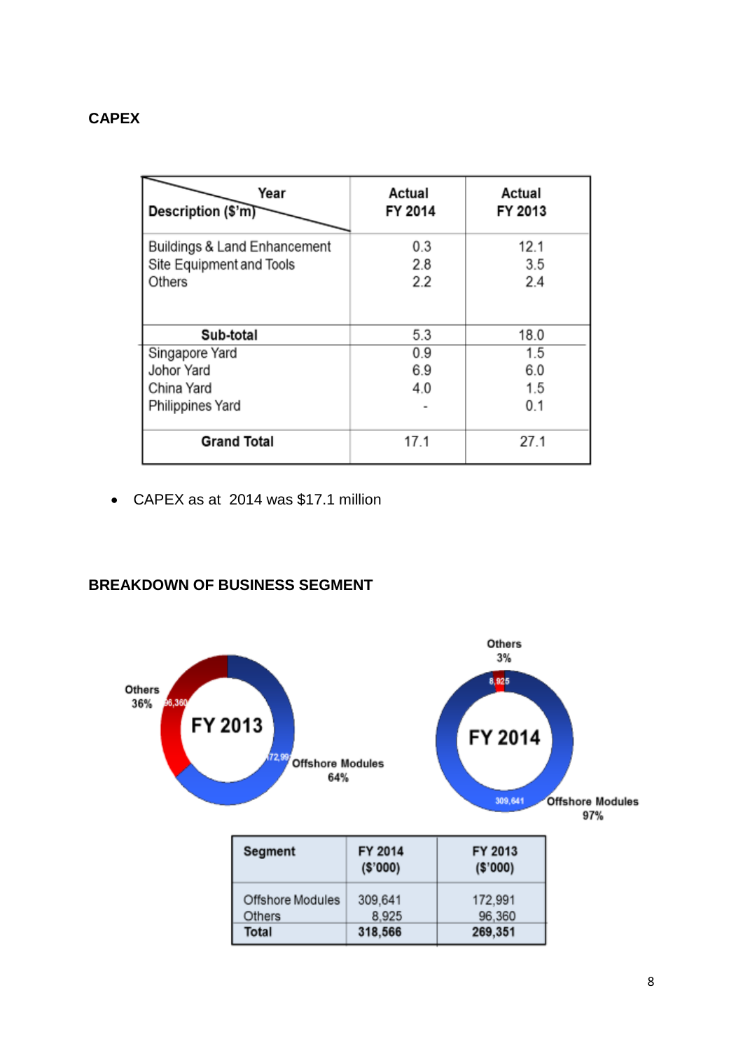## CAPEX

| Description ($'m) / Year | Actual FY 2014 | Actual FY 2013 |
|---|---|---|
| Buildings & Land Enhancement | 0.3 | 12.1 |
| Site Equipment and Tools | 2.8 | 3.5 |
| Others | 2.2 | 2.4 |
| **Sub-total** | 5.3 | 18.0 |
| Singapore Yard | 0.9 | 1.5 |
| Johor Yard | 6.9 | 6.0 |
| China Yard | 4.0 | 1.5 |
| Philippines Yard | - | 0.1 |
| **Grand Total** | 17.1 | 27.1 |

- CAPEX as at 2014 was $17.1 million

## BREAKDOWN OF BUSINESS SEGMENT

FY 2013: Others 36% (96,360); Offshore Modules 64% (172,991)

FY 2014: Others 3% (8,925); Offshore Modules 97% (309,641)

| Segment | FY 2014 ($'000) | FY 2013 ($'000) |
|---|---|---|
| Offshore Modules | 309,641 | 172,991 |
| Others | 8,925 | 96,360 |
| **Total** | **318,566** | **269,351** |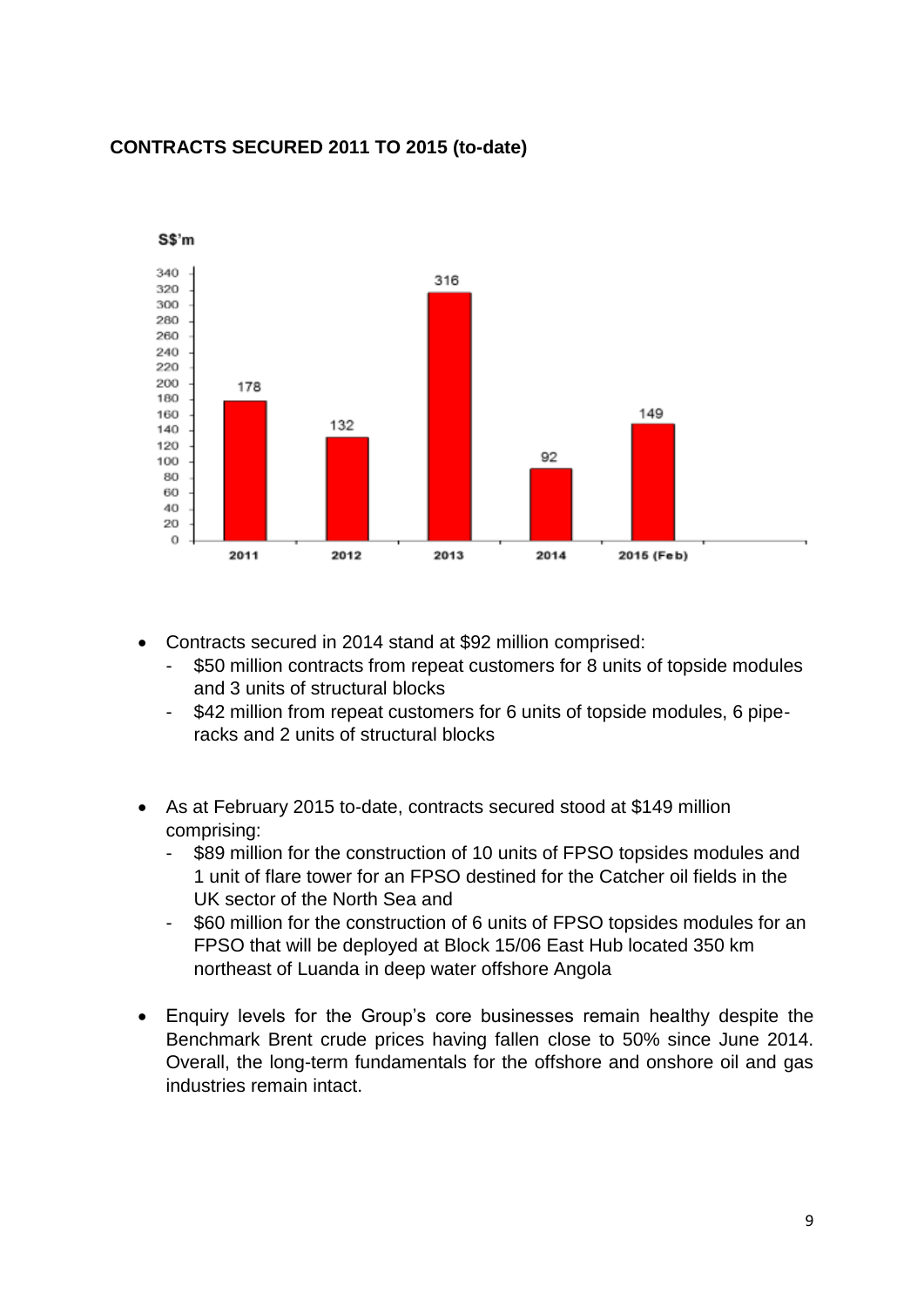**CONTRACTS SECURED 2011 TO 2015 (to-date)**

| S$'m | 2011 | 2012 | 2013 | 2014 | 2015 (Feb) |
|---|---|---|---|---|---|
| Contracts secured | 178 | 132 | 316 | 92 | 149 |

- Contracts secured in 2014 stand at $92 million comprised:
  - $50 million contracts from repeat customers for 8 units of topside modules and 3 units of structural blocks
  - $42 million from repeat customers for 6 units of topside modules, 6 pipe-racks and 2 units of structural blocks

- As at February 2015 to-date, contracts secured stood at $149 million comprising:
  - $89 million for the construction of 10 units of FPSO topsides modules and 1 unit of flare tower for an FPSO destined for the Catcher oil fields in the UK sector of the North Sea and
  - $60 million for the construction of 6 units of FPSO topsides modules for an FPSO that will be deployed at Block 15/06 East Hub located 350 km northeast of Luanda in deep water offshore Angola

- Enquiry levels for the Group's core businesses remain healthy despite the Benchmark Brent crude prices having fallen close to 50% since June 2014. Overall, the long-term fundamentals for the offshore and onshore oil and gas industries remain intact.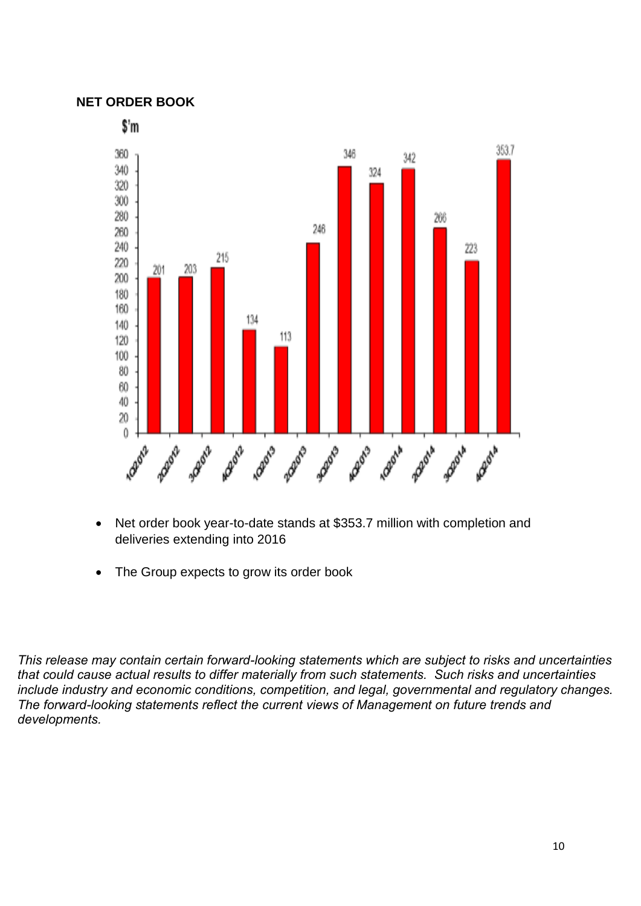**NET ORDER BOOK**

$'m

360
340
320
300
280
260
240
220
200
180
160
140
120
100
80
60
40
20
0

201 203 215 134 113 246 346 324 342 266 223 353.7

1Q2012 2Q2012 3Q2012 4Q2012 1Q2013 2Q2013 3Q2013 4Q2013 1Q2014 2Q2014 3Q2014 4Q2014

- Net order book year-to-date stands at $353.7 million with completion and deliveries extending into 2016
- The Group expects to grow its order book

*This release may contain certain forward-looking statements which are subject to risks and uncertainties that could cause actual results to differ materially from such statements. Such risks and uncertainties include industry and economic conditions, competition, and legal, governmental and regulatory changes. The forward-looking statements reflect the current views of Management on future trends and developments.*